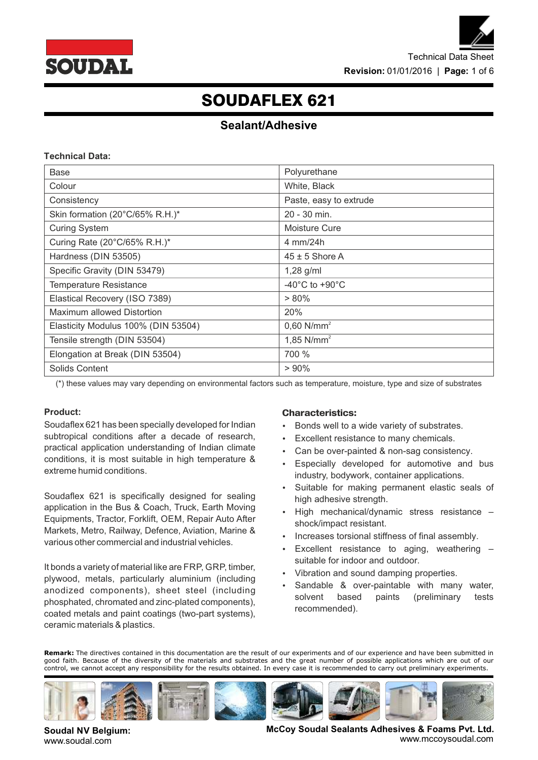# SOUDAFLEX 621

## Sealant/Adhesive

**Technical Data:**

| | |
|---|---|
| Base | Polyurethane |
| Colour | White, Black |
| Consistency | Paste, easy to extrude |
| Skin formation (20°C/65% R.H.)* | 20 - 30 min. |
| Curing System | Moisture Cure |
| Curing Rate (20°C/65% R.H.)* | 4 mm/24h |
| Hardness (DIN 53505) | 45 ± 5 Shore A |
| Specific Gravity (DIN 53479) | 1,28 g/ml |
| Temperature Resistance | -40°C to +90°C |
| Elastical Recovery (ISO 7389) | > 80% |
| Maximum allowed Distortion | 20% |
| Elasticity Modulus 100% (DIN 53504) | 0,60 $N/mm^2$ |
| Tensile strength (DIN 53504) | 1,85 $N/mm^2$ |
| Elongation at Break (DIN 53504) | 700 % |
| Solids Content | > 90% |

(*) these values may vary depending on environmental factors such as temperature, moisture, type and size of substrates

**Product:**

Soudaflex 621 has been specially developed for Indian subtropical conditions after a decade of research, practical application understanding of Indian climate conditions, it is most suitable in high temperature & extreme humid conditions.

Soudaflex 621 is specifically designed for sealing application in the Bus & Coach, Truck, Earth Moving Equipments, Tractor, Forklift, OEM, Repair Auto After Markets, Metro, Railway, Defence, Aviation, Marine & various other commercial and industrial vehicles.

It bonds a variety of material like are FRP, GRP, timber, plywood, metals, particularly aluminium (including anodized components), sheet steel (including phosphated, chromated and zinc-plated components), coated metals and paint coatings (two-part systems), ceramic materials & plastics.

**Characteristics:**

- Bonds well to a wide variety of substrates.
- Excellent resistance to many chemicals.
- Can be over-painted & non-sag consistency.
- Especially developed for automotive and bus industry, bodywork, container applications.
- Suitable for making permanent elastic seals of high adhesive strength.
- High mechanical/dynamic stress resistance – shock/impact resistant.
- Increases torsional stiffness of final assembly.
- Excellent resistance to aging, weathering – suitable for indoor and outdoor.
- Vibration and sound damping properties.
- Sandable & over-paintable with many water, solvent based paints (preliminary tests recommended).

**Remark:** The directives contained in this documentation are the result of our experiments and of our experience and have been submitted in good faith. Because of the diversity of the materials and substrates and the great number of possible applications which are out of our control, we cannot accept any responsibility for the results obtained. In every case it is recommended to carry out preliminary experiments.

**Soudal NV Belgium:**
www.soudal.com

**McCoy Soudal Sealants Adhesives & Foams Pvt. Ltd.**
www.mccoysoudal.com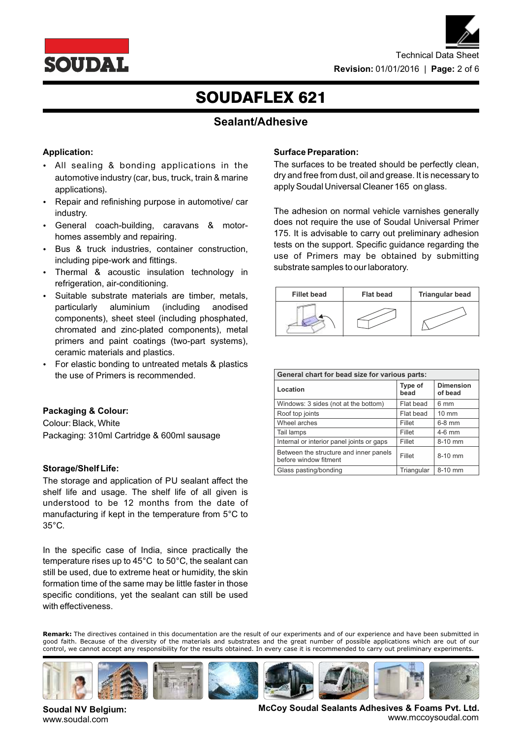# SOUDAFLEX 621

## Sealant/Adhesive

### Application:

- All sealing & bonding applications in the automotive industry (car, bus, truck, train & marine applications).
- Repair and refinishing purpose in automotive/ car industry.
- General coach-building, caravans & motor-homes assembly and repairing.
- Bus & truck industries, container construction, including pipe-work and fittings.
- Thermal & acoustic insulation technology in refrigeration, air-conditioning.
- Suitable substrate materials are timber, metals, particularly aluminium (including anodised components), sheet steel (including phosphated, chromated and zinc-plated components), metal primers and paint coatings (two-part systems), ceramic materials and plastics.
- For elastic bonding to untreated metals & plastics the use of Primers is recommended.

### Packaging & Colour:

Colour: Black, White

Packaging: 310ml Cartridge & 600ml sausage

### Storage/Shelf Life:

The storage and application of PU sealant affect the shelf life and usage. The shelf life of all given is understood to be 12 months from the date of manufacturing if kept in the temperature from 5°C to 35°C.

In the specific case of India, since practically the temperature rises up to 45°C to 50°C, the sealant can still be used, due to extreme heat or humidity, the skin formation time of the same may be little faster in those specific conditions, yet the sealant can still be used with effectiveness.

### Surface Preparation:

The surfaces to be treated should be perfectly clean, dry and free from dust, oil and grease. It is necessary to apply Soudal Universal Cleaner 165 on glass.

The adhesion on normal vehicle varnishes generally does not require the use of Soudal Universal Primer 175. It is advisable to carry out preliminary adhesion tests on the support. Specific guidance regarding the use of Primers may be obtained by submitting substrate samples to our laboratory.

| Fillet bead | Flat bead | Triangular bead |
|---|---|---|
| | | |

| General chart for bead size for various parts: | | |
|---|---|---|
| Location | Type of bead | Dimension of bead |
| Windows: 3 sides (not at the bottom) | Flat bead | 6 mm |
| Roof top joints | Flat bead | 10 mm |
| Wheel arches | Fillet | 6-8 mm |
| Tail lamps | Fillet | 4-6 mm |
| Internal or interior panel joints or gaps | Fillet | 8-10 mm |
| Between the structure and inner panels before window fitment | Fillet | 8-10 mm |
| Glass pasting/bonding | Triangular | 8-10 mm |

**Remark:** The directives contained in this documentation are the result of our experiments and of our experience and have been submitted in good faith. Because of the diversity of the materials and substrates and the great number of possible applications which are out of our control, we cannot accept any responsibility for the results obtained. In every case it is recommended to carry out preliminary experiments.

**Soudal NV Belgium:**
www.soudal.com

**McCoy Soudal Sealants Adhesives & Foams Pvt. Ltd.**
www.mccoysoudal.com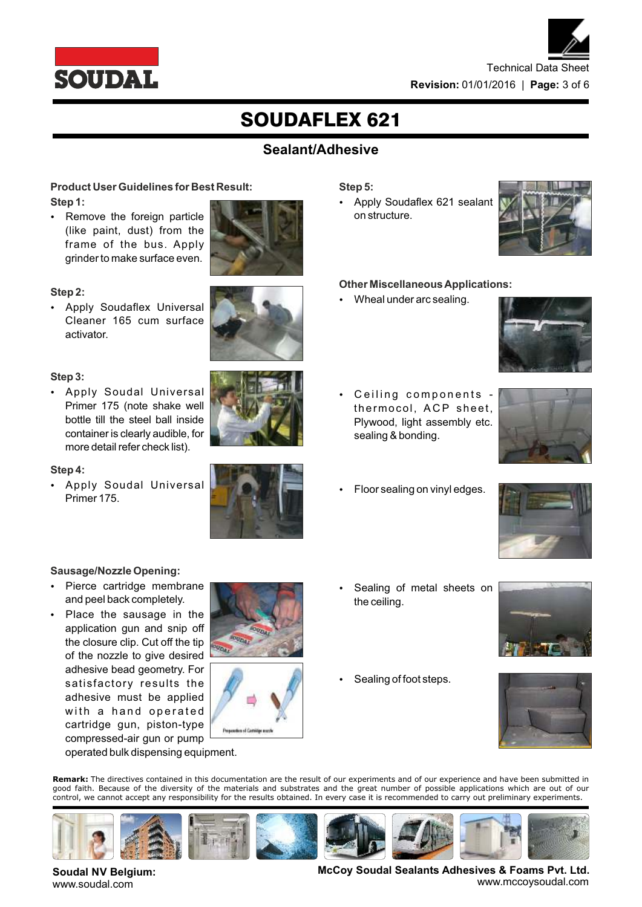# SOUDAFLEX 621

## Sealant/Adhesive

### Product User Guidelines for Best Result:

**Step 1:**

- Remove the foreign particle (like paint, dust) from the frame of the bus. Apply grinder to make surface even.

**Step 2:**

- Apply Soudaflex Universal Cleaner 165 cum surface activator.

**Step 3:**

- Apply Soudal Universal Primer 175 (note shake well bottle till the steel ball inside container is clearly audible, for more detail refer check list).

**Step 4:**

- Apply Soudal Universal Primer 175.

**Sausage/Nozzle Opening:**

- Pierce cartridge membrane and peel back completely.
- Place the sausage in the application gun and snip off the closure clip. Cut off the tip of the nozzle to give desired adhesive bead geometry. For satisfactory results the adhesive must be applied with a hand operated cartridge gun, piston-type compressed-air gun or pump operated bulk dispensing equipment.

Preparation of Cartridge nozzle

**Step 5:**

- Apply Soudaflex 621 sealant on structure.

### Other Miscellaneous Applications:

- Wheal under arc sealing.
- Ceiling components - thermocol, ACP sheet, Plywood, light assembly etc. sealing & bonding.
- Floor sealing on vinyl edges.
- Sealing of metal sheets on the ceiling.
- Sealing of foot steps.

**Remark:** The directives contained in this documentation are the result of our experiments and of our experience and have been submitted in good faith. Because of the diversity of the materials and substrates and the great number of possible applications which are out of our control, we cannot accept any responsibility for the results obtained. In every case it is recommended to carry out preliminary experiments.

**Soudal NV Belgium:**
www.soudal.com

**McCoy Soudal Sealants Adhesives & Foams Pvt. Ltd.**
www.mccoysoudal.com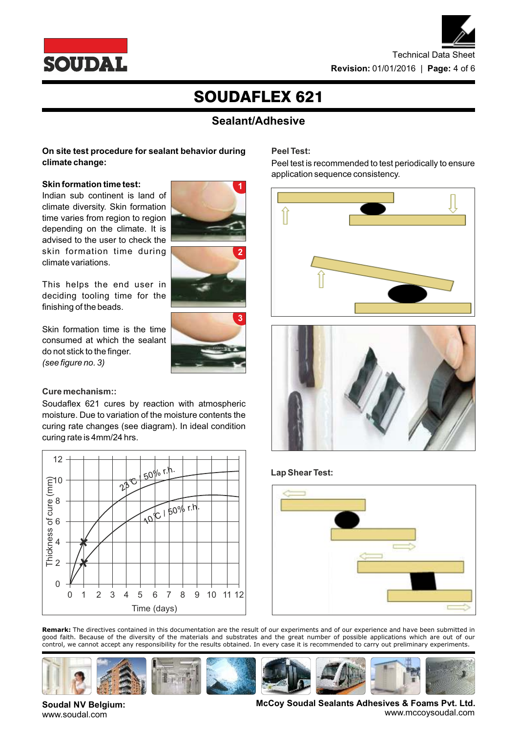# SOUDAFLEX 621

## Sealant/Adhesive

**On site test procedure for sealant behavior during climate change:**

**Skin formation time test:**

Indian sub continent is land of climate diversity. Skin formation time varies from region to region depending on the climate. It is advised to the user to check the skin formation time during climate variations.

This helps the end user in deciding tooling time for the finishing of the beads.

Skin formation time is the time consumed at which the sealant do not stick to the finger.
*(see figure no. 3)*

**Cure mechanism::**

Soudaflex 621 cures by reaction with atmospheric moisture. Due to variation of the moisture contents the curing rate changes (see diagram). In ideal condition curing rate is 4mm/24 hrs.

**Peel Test:**

Peel test is recommended to test periodically to ensure application sequence consistency.

**Lap Shear Test:**

**Remark:** The directives contained in this documentation are the result of our experiments and of our experience and have been submitted in good faith. Because of the diversity of the materials and substrates and the great number of possible applications which are out of our control, we cannot accept any responsibility for the results obtained. In every case it is recommended to carry out preliminary experiments.

**Soudal NV Belgium:**
www.soudal.com

**McCoy Soudal Sealants Adhesives & Foams Pvt. Ltd.**
www.mccoysoudal.com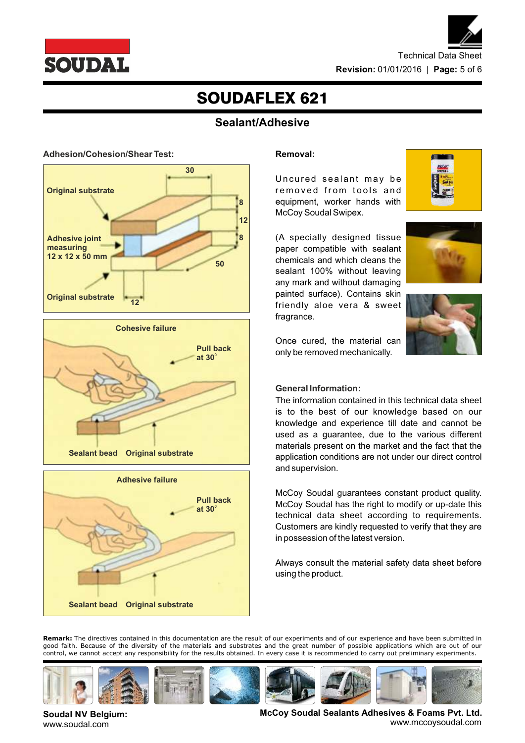# SOUDAFLEX 621

## Sealant/Adhesive

### Adhesion/Cohesion/Shear Test:

Original substrate

Adhesive joint measuring 12 x 12 x 50 mm

Original substrate

30, 8, 12, 8, 50, 12

Cohesive failure

Pull back at 30°

Sealant bead   Original substrate

Adhesive failure

Pull back at 30°

Sealant bead   Original substrate

### Removal:

Uncured sealant may be removed from tools and equipment, worker hands with McCoy Soudal Swipex.

(A specially designed tissue paper compatible with sealant chemicals and which cleans the sealant 100% without leaving any mark and without damaging painted surface). Contains skin friendly aloe vera & sweet fragrance.

Once cured, the material can only be removed mechanically.

### General Information:

The information contained in this technical data sheet is to the best of our knowledge based on our knowledge and experience till date and cannot be used as a guarantee, due to the various different materials present on the market and the fact that the application conditions are not under our direct control and supervision.

McCoy Soudal guarantees constant product quality. McCoy Soudal has the right to modify or up-date this technical data sheet according to requirements. Customers are kindly requested to verify that they are in possession of the latest version.

Always consult the material safety data sheet before using the product.

**Remark:** The directives contained in this documentation are the result of our experiments and of our experience and have been submitted in good faith. Because of the diversity of the materials and substrates and the great number of possible applications which are out of our control, we cannot accept any responsibility for the results obtained. In every case it is recommended to carry out preliminary experiments.

**Soudal NV Belgium:**
www.soudal.com

**McCoy Soudal Sealants Adhesives & Foams Pvt. Ltd.**
www.mccoysoudal.com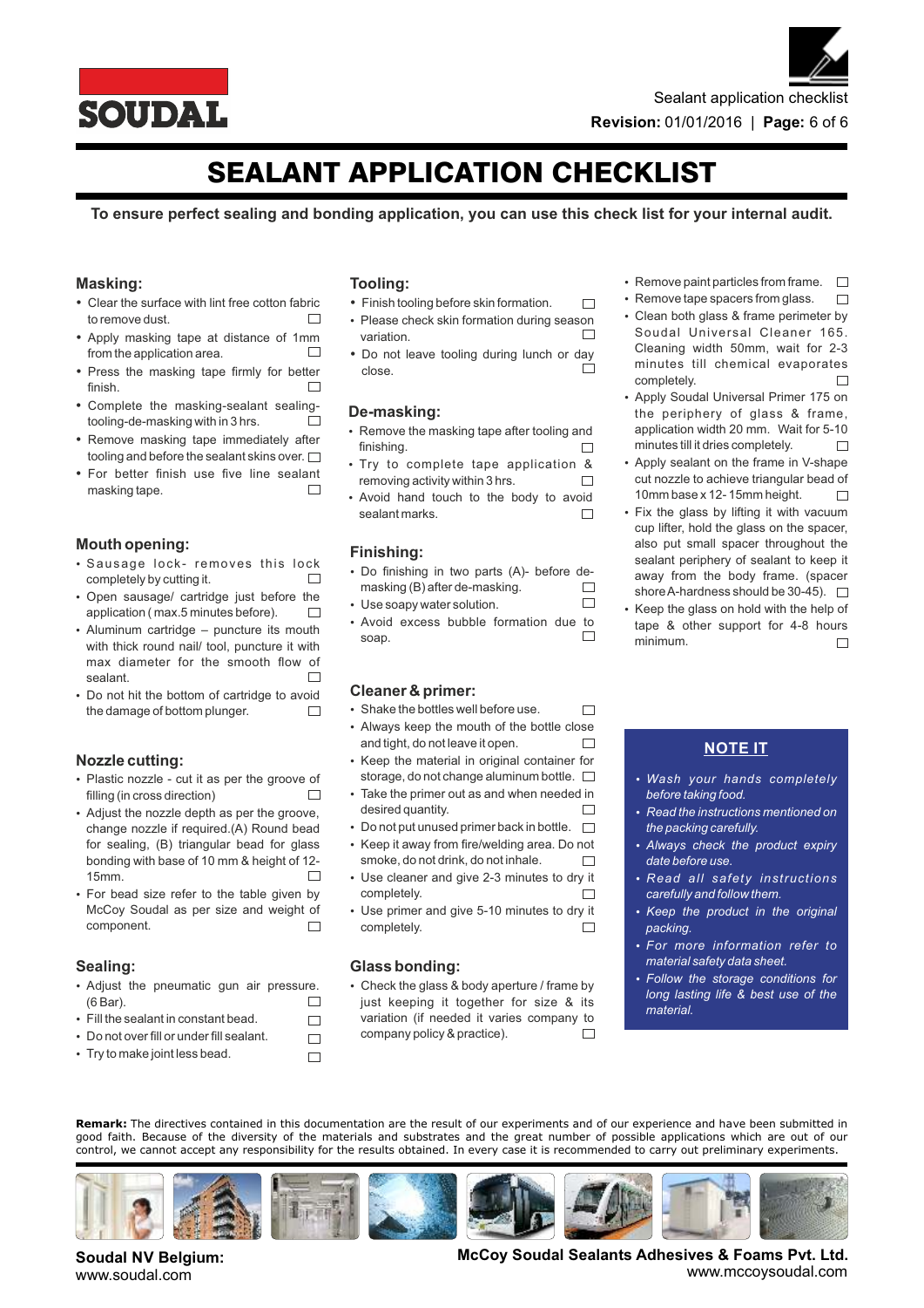# SEALANT APPLICATION CHECKLIST

**To ensure perfect sealing and bonding application, you can use this check list for your internal audit.**

### Masking:

- Clear the surface with lint free cotton fabric to remove dust. ☐
- Apply masking tape at distance of 1mm from the application area. ☐
- Press the masking tape firmly for better finish. ☐
- Complete the masking-sealant sealing-tooling-de-masking with in 3 hrs. ☐
- Remove masking tape immediately after tooling and before the sealant skins over. ☐
- For better finish use five line sealant masking tape. ☐

### Mouth opening:

- Sausage lock- removes this lock completely by cutting it. ☐
- Open sausage/ cartridge just before the application ( max.5 minutes before). ☐
- Aluminum cartridge – puncture its mouth with thick round nail/ tool, puncture it with max diameter for the smooth flow of sealant. ☐
- Do not hit the bottom of cartridge to avoid the damage of bottom plunger. ☐

### Nozzle cutting:

- Plastic nozzle - cut it as per the groove of filling (in cross direction) ☐
- Adjust the nozzle depth as per the groove, change nozzle if required.(A) Round bead for sealing, (B) triangular bead for glass bonding with base of 10 mm & height of 12-15mm. ☐
- For bead size refer to the table given by McCoy Soudal as per size and weight of component. ☐

### Sealing:

- Adjust the pneumatic gun air pressure. (6 Bar). ☐
- Fill the sealant in constant bead. ☐
- Do not over fill or under fill sealant. ☐
- Try to make joint less bead. ☐

### Tooling:

- Finish tooling before skin formation. ☐
- Please check skin formation during season variation. ☐
- Do not leave tooling during lunch or day close. ☐

### De-masking:

- Remove the masking tape after tooling and finishing. ☐
- Try to complete tape application & removing activity within 3 hrs. ☐
- Avoid hand touch to the body to avoid sealant marks. ☐

### Finishing:

- Do finishing in two parts (A)- before de-masking (B) after de-masking. ☐
- Use soapy water solution. ☐
- Avoid excess bubble formation due to soap. ☐

### Cleaner & primer:

- Shake the bottles well before use. ☐
- Always keep the mouth of the bottle close and tight, do not leave it open. ☐
- Keep the material in original container for storage, do not change aluminum bottle. ☐
- Take the primer out as and when needed in desired quantity. ☐
- Do not put unused primer back in bottle. ☐
- Keep it away from fire/welding area. Do not smoke, do not drink, do not inhale. ☐
- Use cleaner and give 2-3 minutes to dry it completely. ☐
- Use primer and give 5-10 minutes to dry it completely. ☐

### Glass bonding:

- Check the glass & body aperture / frame by just keeping it together for size & its variation (if needed it varies company to company policy & practice). ☐
- Remove paint particles from frame. ☐
- Remove tape spacers from glass. ☐
- Clean both glass & frame perimeter by Soudal Universal Cleaner 165. Cleaning width 50mm, wait for 2-3 minutes till chemical evaporates completely. ☐
- Apply Soudal Universal Primer 175 on the periphery of glass & frame, application width 20 mm. Wait for 5-10 minutes till it dries completely. ☐
- Apply sealant on the frame in V-shape cut nozzle to achieve triangular bead of 10mm base x 12- 15mm height. ☐
- Fix the glass by lifting it with vacuum cup lifter, hold the glass on the spacer, also put small spacer throughout the sealant periphery of sealant to keep it away from the body frame. (spacer shore A-hardness should be 30-45). ☐
- Keep the glass on hold with the help of tape & other support for 4-8 hours minimum. ☐

### NOTE IT

- *Wash your hands completely before taking food.*
- *Read the instructions mentioned on the packing carefully.*
- *Always check the product expiry date before use.*
- *Read all safety instructions carefully and follow them.*
- *Keep the product in the original packing.*
- *For more information refer to material safety data sheet.*
- *Follow the storage conditions for long lasting life & best use of the material.*

**Remark:** The directives contained in this documentation are the result of our experiments and of our experience and have been submitted in good faith. Because of the diversity of the materials and substrates and the great number of possible applications which are out of our control, we cannot accept any responsibility for the results obtained. In every case it is recommended to carry out preliminary experiments.

**Soudal NV Belgium:**
www.soudal.com

**McCoy Soudal Sealants Adhesives & Foams Pvt. Ltd.**
www.mccoysoudal.com